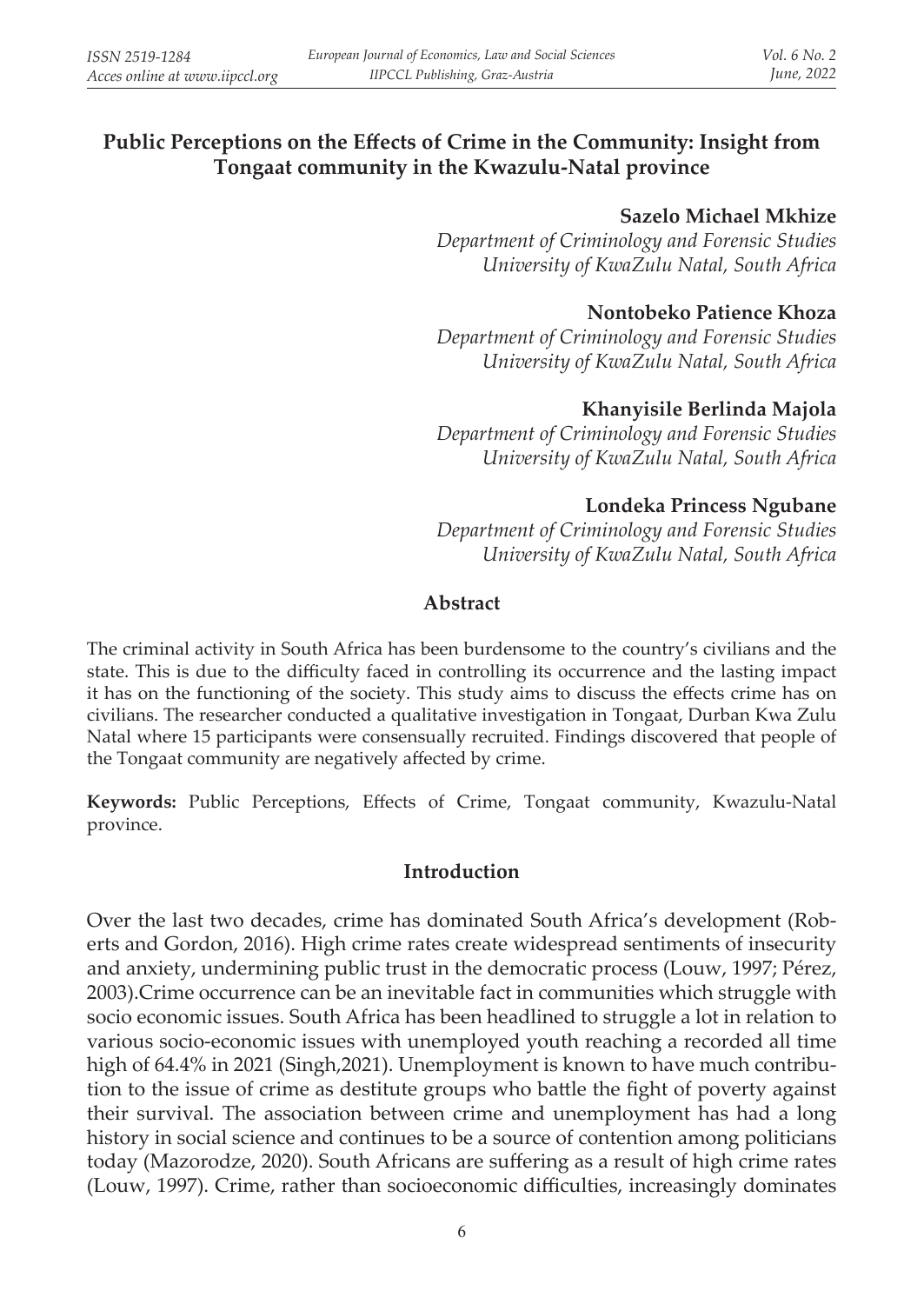# Public Perceptions on the Effects of Crime in the Community: Insight from Tongaat community in the Kwazulu-Natal province

**Sazelo Michael Mkhize**
*Department of Criminology and Forensic Studies*
*University of KwaZulu Natal, South Africa*

**Nontobeko Patience Khoza**
*Department of Criminology and Forensic Studies*
*University of KwaZulu Natal, South Africa*

**Khanyisile Berlinda Majola**
*Department of Criminology and Forensic Studies*
*University of KwaZulu Natal, South Africa*

**Londeka Princess Ngubane**
*Department of Criminology and Forensic Studies*
*University of KwaZulu Natal, South Africa*

## Abstract

The criminal activity in South Africa has been burdensome to the country's civilians and the state. This is due to the difficulty faced in controlling its occurrence and the lasting impact it has on the functioning of the society. This study aims to discuss the effects crime has on civilians. The researcher conducted a qualitative investigation in Tongaat, Durban Kwa Zulu Natal where 15 participants were consensually recruited. Findings discovered that people of the Tongaat community are negatively affected by crime.

**Keywords:** Public Perceptions, Effects of Crime, Tongaat community, Kwazulu-Natal province.

## Introduction

Over the last two decades, crime has dominated South Africa's development (Roberts and Gordon, 2016). High crime rates create widespread sentiments of insecurity and anxiety, undermining public trust in the democratic process (Louw, 1997; Pérez, 2003).Crime occurrence can be an inevitable fact in communities which struggle with socio economic issues. South Africa has been headlined to struggle a lot in relation to various socio-economic issues with unemployed youth reaching a recorded all time high of 64.4% in 2021 (Singh,2021). Unemployment is known to have much contribution to the issue of crime as destitute groups who battle the fight of poverty against their survival. The association between crime and unemployment has had a long history in social science and continues to be a source of contention among politicians today (Mazorodze, 2020). South Africans are suffering as a result of high crime rates (Louw, 1997). Crime, rather than socioeconomic difficulties, increasingly dominates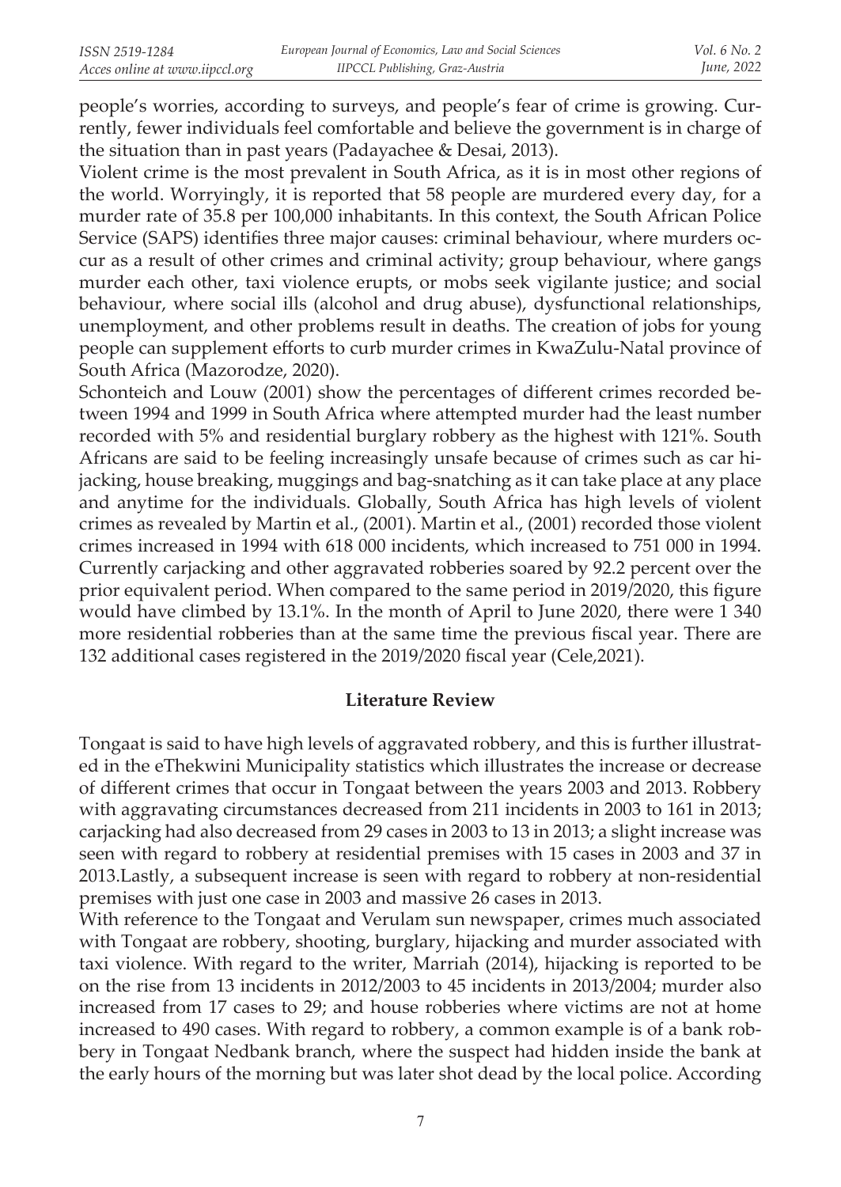people's worries, according to surveys, and people's fear of crime is growing. Currently, fewer individuals feel comfortable and believe the government is in charge of the situation than in past years (Padayachee & Desai, 2013).

Violent crime is the most prevalent in South Africa, as it is in most other regions of the world. Worryingly, it is reported that 58 people are murdered every day, for a murder rate of 35.8 per 100,000 inhabitants. In this context, the South African Police Service (SAPS) identifies three major causes: criminal behaviour, where murders occur as a result of other crimes and criminal activity; group behaviour, where gangs murder each other, taxi violence erupts, or mobs seek vigilante justice; and social behaviour, where social ills (alcohol and drug abuse), dysfunctional relationships, unemployment, and other problems result in deaths. The creation of jobs for young people can supplement efforts to curb murder crimes in KwaZulu-Natal province of South Africa (Mazorodze, 2020).

Schonteich and Louw (2001) show the percentages of different crimes recorded between 1994 and 1999 in South Africa where attempted murder had the least number recorded with 5% and residential burglary robbery as the highest with 121%. South Africans are said to be feeling increasingly unsafe because of crimes such as car hijacking, house breaking, muggings and bag-snatching as it can take place at any place and anytime for the individuals. Globally, South Africa has high levels of violent crimes as revealed by Martin et al., (2001). Martin et al., (2001) recorded those violent crimes increased in 1994 with 618 000 incidents, which increased to 751 000 in 1994. Currently carjacking and other aggravated robberies soared by 92.2 percent over the prior equivalent period. When compared to the same period in 2019/2020, this figure would have climbed by 13.1%. In the month of April to June 2020, there were 1 340 more residential robberies than at the same time the previous fiscal year. There are 132 additional cases registered in the 2019/2020 fiscal year (Cele,2021).

## Literature Review

Tongaat is said to have high levels of aggravated robbery, and this is further illustrated in the eThekwini Municipality statistics which illustrates the increase or decrease of different crimes that occur in Tongaat between the years 2003 and 2013. Robbery with aggravating circumstances decreased from 211 incidents in 2003 to 161 in 2013; carjacking had also decreased from 29 cases in 2003 to 13 in 2013; a slight increase was seen with regard to robbery at residential premises with 15 cases in 2003 and 37 in 2013.Lastly, a subsequent increase is seen with regard to robbery at non-residential premises with just one case in 2003 and massive 26 cases in 2013.

With reference to the Tongaat and Verulam sun newspaper, crimes much associated with Tongaat are robbery, shooting, burglary, hijacking and murder associated with taxi violence. With regard to the writer, Marriah (2014), hijacking is reported to be on the rise from 13 incidents in 2012/2003 to 45 incidents in 2013/2004; murder also increased from 17 cases to 29; and house robberies where victims are not at home increased to 490 cases. With regard to robbery, a common example is of a bank robbery in Tongaat Nedbank branch, where the suspect had hidden inside the bank at the early hours of the morning but was later shot dead by the local police. According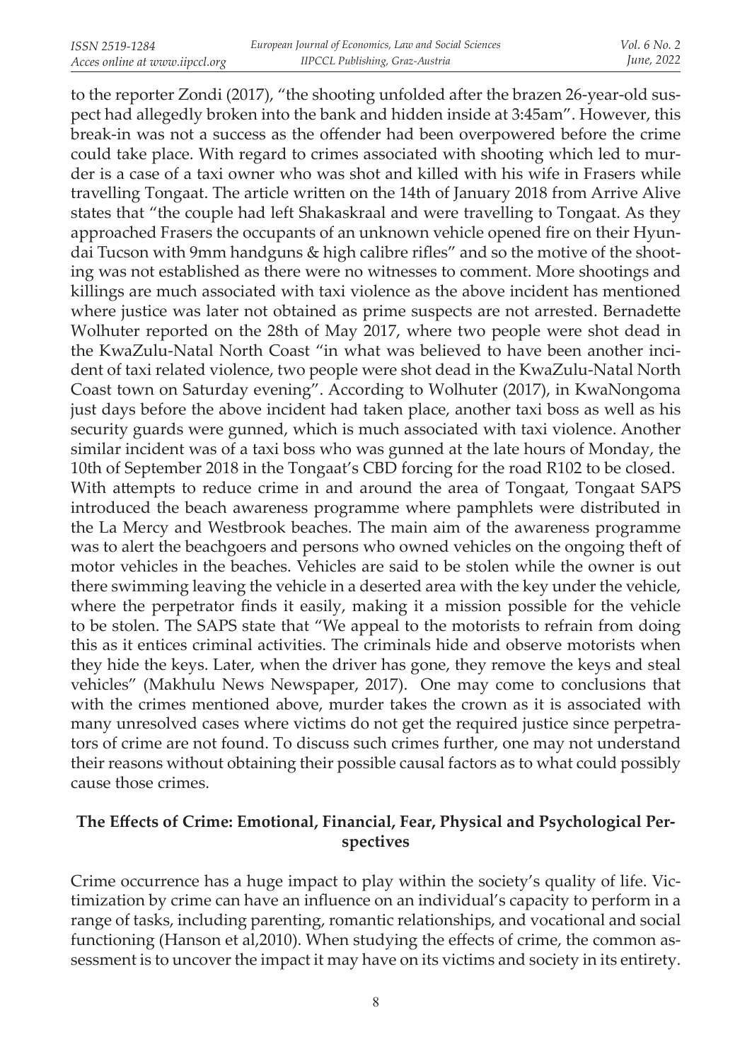to the reporter Zondi (2017), "the shooting unfolded after the brazen 26-year-old suspect had allegedly broken into the bank and hidden inside at 3:45am". However, this break-in was not a success as the offender had been overpowered before the crime could take place. With regard to crimes associated with shooting which led to murder is a case of a taxi owner who was shot and killed with his wife in Frasers while travelling Tongaat. The article written on the 14th of January 2018 from Arrive Alive states that "the couple had left Shakaskraal and were travelling to Tongaat. As they approached Frasers the occupants of an unknown vehicle opened fire on their Hyundai Tucson with 9mm handguns & high calibre rifles" and so the motive of the shooting was not established as there were no witnesses to comment. More shootings and killings are much associated with taxi violence as the above incident has mentioned where justice was later not obtained as prime suspects are not arrested. Bernadette Wolhuter reported on the 28th of May 2017, where two people were shot dead in the KwaZulu-Natal North Coast "in what was believed to have been another incident of taxi related violence, two people were shot dead in the KwaZulu-Natal North Coast town on Saturday evening". According to Wolhuter (2017), in KwaNongoma just days before the above incident had taken place, another taxi boss as well as his security guards were gunned, which is much associated with taxi violence. Another similar incident was of a taxi boss who was gunned at the late hours of Monday, the 10th of September 2018 in the Tongaat's CBD forcing for the road R102 to be closed.

With attempts to reduce crime in and around the area of Tongaat, Tongaat SAPS introduced the beach awareness programme where pamphlets were distributed in the La Mercy and Westbrook beaches. The main aim of the awareness programme was to alert the beachgoers and persons who owned vehicles on the ongoing theft of motor vehicles in the beaches. Vehicles are said to be stolen while the owner is out there swimming leaving the vehicle in a deserted area with the key under the vehicle, where the perpetrator finds it easily, making it a mission possible for the vehicle to be stolen. The SAPS state that "We appeal to the motorists to refrain from doing this as it entices criminal activities. The criminals hide and observe motorists when they hide the keys. Later, when the driver has gone, they remove the keys and steal vehicles" (Makhulu News Newspaper, 2017). One may come to conclusions that with the crimes mentioned above, murder takes the crown as it is associated with many unresolved cases where victims do not get the required justice since perpetrators of crime are not found. To discuss such crimes further, one may not understand their reasons without obtaining their possible causal factors as to what could possibly cause those crimes.

## The Effects of Crime: Emotional, Financial, Fear, Physical and Psychological Perspectives

Crime occurrence has a huge impact to play within the society's quality of life. Victimization by crime can have an influence on an individual's capacity to perform in a range of tasks, including parenting, romantic relationships, and vocational and social functioning (Hanson et al,2010). When studying the effects of crime, the common assessment is to uncover the impact it may have on its victims and society in its entirety.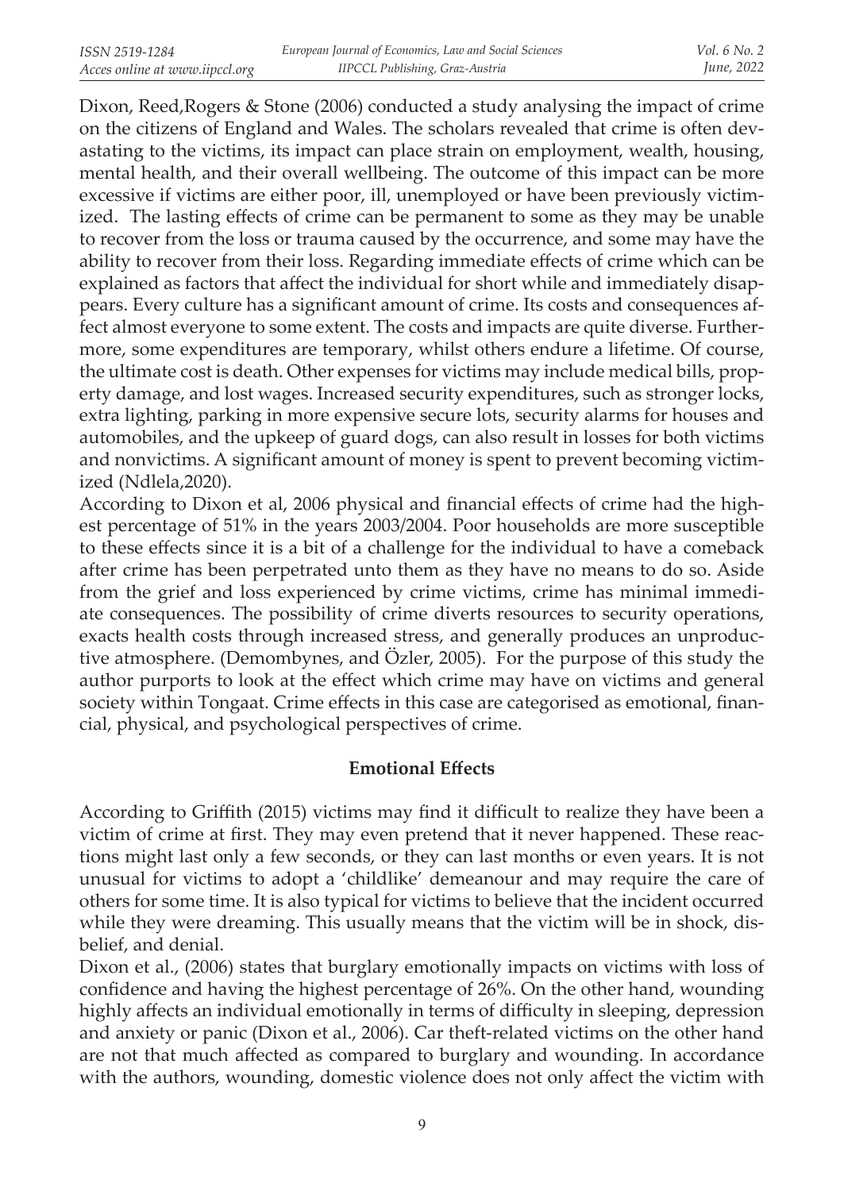Dixon, Reed,Rogers & Stone (2006) conducted a study analysing the impact of crime on the citizens of England and Wales. The scholars revealed that crime is often devastating to the victims, its impact can place strain on employment, wealth, housing, mental health, and their overall wellbeing. The outcome of this impact can be more excessive if victims are either poor, ill, unemployed or have been previously victimized. The lasting effects of crime can be permanent to some as they may be unable to recover from the loss or trauma caused by the occurrence, and some may have the ability to recover from their loss. Regarding immediate effects of crime which can be explained as factors that affect the individual for short while and immediately disappears. Every culture has a significant amount of crime. Its costs and consequences affect almost everyone to some extent. The costs and impacts are quite diverse. Furthermore, some expenditures are temporary, whilst others endure a lifetime. Of course, the ultimate cost is death. Other expenses for victims may include medical bills, property damage, and lost wages. Increased security expenditures, such as stronger locks, extra lighting, parking in more expensive secure lots, security alarms for houses and automobiles, and the upkeep of guard dogs, can also result in losses for both victims and nonvictims. A significant amount of money is spent to prevent becoming victimized (Ndlela,2020).

According to Dixon et al, 2006 physical and financial effects of crime had the highest percentage of 51% in the years 2003/2004. Poor households are more susceptible to these effects since it is a bit of a challenge for the individual to have a comeback after crime has been perpetrated unto them as they have no means to do so. Aside from the grief and loss experienced by crime victims, crime has minimal immediate consequences. The possibility of crime diverts resources to security operations, exacts health costs through increased stress, and generally produces an unproductive atmosphere. (Demombynes, and Özler, 2005). For the purpose of this study the author purports to look at the effect which crime may have on victims and general society within Tongaat. Crime effects in this case are categorised as emotional, financial, physical, and psychological perspectives of crime.

## Emotional Effects

According to Griffith (2015) victims may find it difficult to realize they have been a victim of crime at first. They may even pretend that it never happened. These reactions might last only a few seconds, or they can last months or even years. It is not unusual for victims to adopt a 'childlike' demeanour and may require the care of others for some time. It is also typical for victims to believe that the incident occurred while they were dreaming. This usually means that the victim will be in shock, disbelief, and denial.

Dixon et al., (2006) states that burglary emotionally impacts on victims with loss of confidence and having the highest percentage of 26%. On the other hand, wounding highly affects an individual emotionally in terms of difficulty in sleeping, depression and anxiety or panic (Dixon et al., 2006). Car theft-related victims on the other hand are not that much affected as compared to burglary and wounding. In accordance with the authors, wounding, domestic violence does not only affect the victim with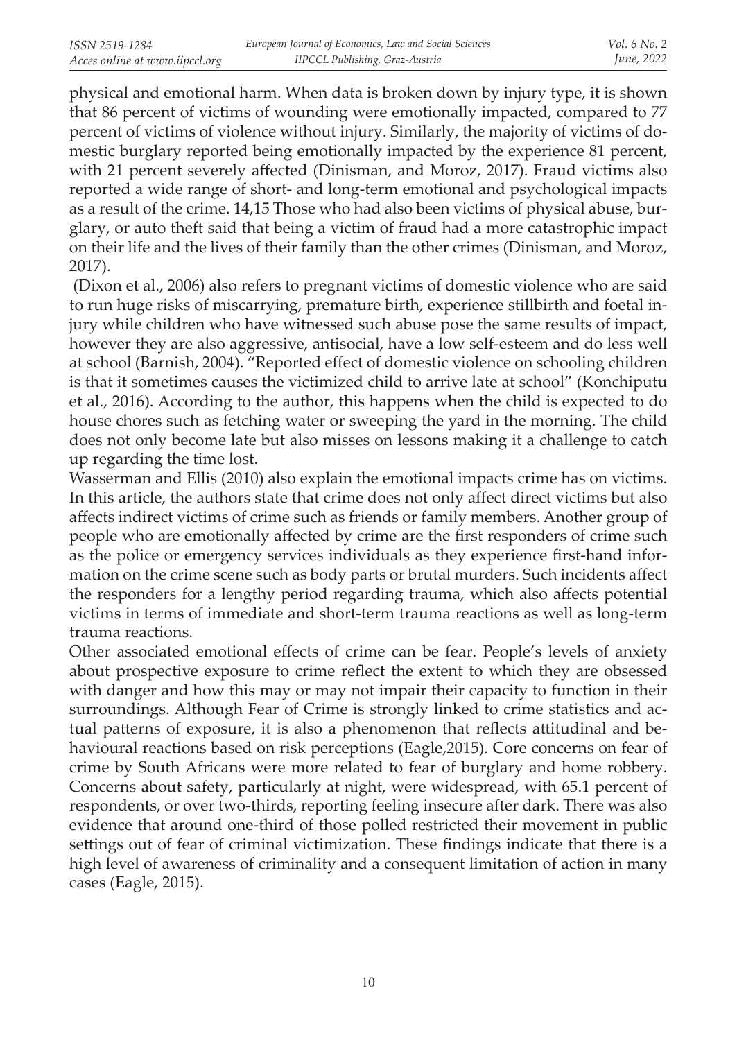physical and emotional harm. When data is broken down by injury type, it is shown that 86 percent of victims of wounding were emotionally impacted, compared to 77 percent of victims of violence without injury. Similarly, the majority of victims of domestic burglary reported being emotionally impacted by the experience 81 percent, with 21 percent severely affected (Dinisman, and Moroz, 2017). Fraud victims also reported a wide range of short- and long-term emotional and psychological impacts as a result of the crime. 14,15 Those who had also been victims of physical abuse, burglary, or auto theft said that being a victim of fraud had a more catastrophic impact on their life and the lives of their family than the other crimes (Dinisman, and Moroz, 2017).

(Dixon et al., 2006) also refers to pregnant victims of domestic violence who are said to run huge risks of miscarrying, premature birth, experience stillbirth and foetal injury while children who have witnessed such abuse pose the same results of impact, however they are also aggressive, antisocial, have a low self-esteem and do less well at school (Barnish, 2004). "Reported effect of domestic violence on schooling children is that it sometimes causes the victimized child to arrive late at school" (Konchiputu et al., 2016). According to the author, this happens when the child is expected to do house chores such as fetching water or sweeping the yard in the morning. The child does not only become late but also misses on lessons making it a challenge to catch up regarding the time lost.

Wasserman and Ellis (2010) also explain the emotional impacts crime has on victims. In this article, the authors state that crime does not only affect direct victims but also affects indirect victims of crime such as friends or family members. Another group of people who are emotionally affected by crime are the first responders of crime such as the police or emergency services individuals as they experience first-hand information on the crime scene such as body parts or brutal murders. Such incidents affect the responders for a lengthy period regarding trauma, which also affects potential victims in terms of immediate and short-term trauma reactions as well as long-term trauma reactions.

Other associated emotional effects of crime can be fear. People's levels of anxiety about prospective exposure to crime reflect the extent to which they are obsessed with danger and how this may or may not impair their capacity to function in their surroundings. Although Fear of Crime is strongly linked to crime statistics and actual patterns of exposure, it is also a phenomenon that reflects attitudinal and behavioural reactions based on risk perceptions (Eagle,2015). Core concerns on fear of crime by South Africans were more related to fear of burglary and home robbery. Concerns about safety, particularly at night, were widespread, with 65.1 percent of respondents, or over two-thirds, reporting feeling insecure after dark. There was also evidence that around one-third of those polled restricted their movement in public settings out of fear of criminal victimization. These findings indicate that there is a high level of awareness of criminality and a consequent limitation of action in many cases (Eagle, 2015).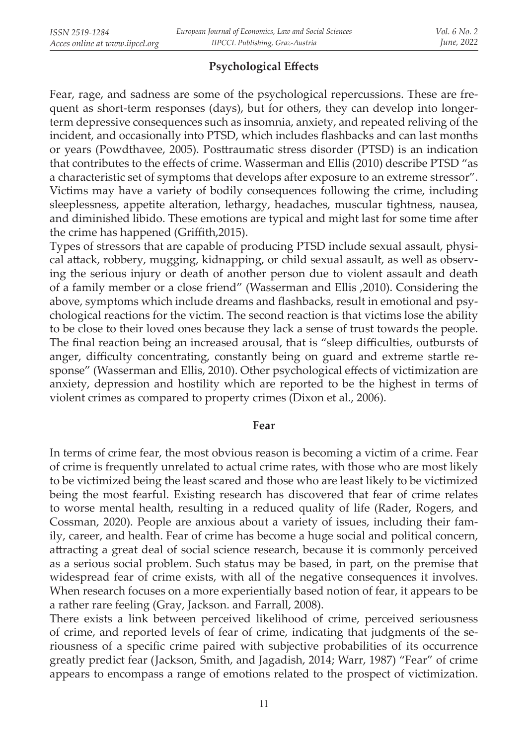## Psychological Effects

Fear, rage, and sadness are some of the psychological repercussions. These are frequent as short-term responses (days), but for others, they can develop into longer-term depressive consequences such as insomnia, anxiety, and repeated reliving of the incident, and occasionally into PTSD, which includes flashbacks and can last months or years (Powdthavee, 2005). Posttraumatic stress disorder (PTSD) is an indication that contributes to the effects of crime. Wasserman and Ellis (2010) describe PTSD "as a characteristic set of symptoms that develops after exposure to an extreme stressor". Victims may have a variety of bodily consequences following the crime, including sleeplessness, appetite alteration, lethargy, headaches, muscular tightness, nausea, and diminished libido. These emotions are typical and might last for some time after the crime has happened (Griffith,2015).

Types of stressors that are capable of producing PTSD include sexual assault, physical attack, robbery, mugging, kidnapping, or child sexual assault, as well as observing the serious injury or death of another person due to violent assault and death of a family member or a close friend" (Wasserman and Ellis ,2010). Considering the above, symptoms which include dreams and flashbacks, result in emotional and psychological reactions for the victim. The second reaction is that victims lose the ability to be close to their loved ones because they lack a sense of trust towards the people. The final reaction being an increased arousal, that is "sleep difficulties, outbursts of anger, difficulty concentrating, constantly being on guard and extreme startle response" (Wasserman and Ellis, 2010). Other psychological effects of victimization are anxiety, depression and hostility which are reported to be the highest in terms of violent crimes as compared to property crimes (Dixon et al., 2006).

## Fear

In terms of crime fear, the most obvious reason is becoming a victim of a crime. Fear of crime is frequently unrelated to actual crime rates, with those who are most likely to be victimized being the least scared and those who are least likely to be victimized being the most fearful. Existing research has discovered that fear of crime relates to worse mental health, resulting in a reduced quality of life (Rader, Rogers, and Cossman, 2020). People are anxious about a variety of issues, including their family, career, and health. Fear of crime has become a huge social and political concern, attracting a great deal of social science research, because it is commonly perceived as a serious social problem. Such status may be based, in part, on the premise that widespread fear of crime exists, with all of the negative consequences it involves. When research focuses on a more experientially based notion of fear, it appears to be a rather rare feeling (Gray, Jackson. and Farrall, 2008).

There exists a link between perceived likelihood of crime, perceived seriousness of crime, and reported levels of fear of crime, indicating that judgments of the seriousness of a specific crime paired with subjective probabilities of its occurrence greatly predict fear (Jackson, Smith, and Jagadish, 2014; Warr, 1987) "Fear" of crime appears to encompass a range of emotions related to the prospect of victimization.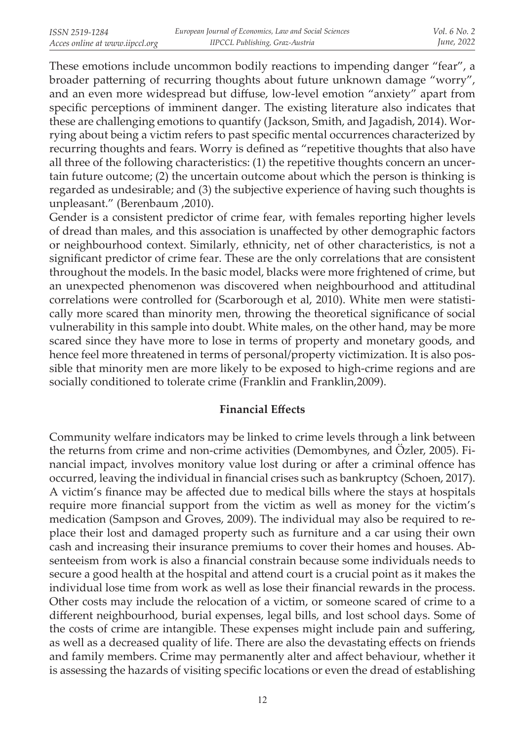These emotions include uncommon bodily reactions to impending danger "fear", a broader patterning of recurring thoughts about future unknown damage "worry", and an even more widespread but diffuse, low-level emotion "anxiety" apart from specific perceptions of imminent danger. The existing literature also indicates that these are challenging emotions to quantify (Jackson, Smith, and Jagadish, 2014). Worrying about being a victim refers to past specific mental occurrences characterized by recurring thoughts and fears. Worry is defined as "repetitive thoughts that also have all three of the following characteristics: (1) the repetitive thoughts concern an uncertain future outcome; (2) the uncertain outcome about which the person is thinking is regarded as undesirable; and (3) the subjective experience of having such thoughts is unpleasant." (Berenbaum ,2010).

Gender is a consistent predictor of crime fear, with females reporting higher levels of dread than males, and this association is unaffected by other demographic factors or neighbourhood context. Similarly, ethnicity, net of other characteristics, is not a significant predictor of crime fear. These are the only correlations that are consistent throughout the models. In the basic model, blacks were more frightened of crime, but an unexpected phenomenon was discovered when neighbourhood and attitudinal correlations were controlled for (Scarborough et al, 2010). White men were statistically more scared than minority men, throwing the theoretical significance of social vulnerability in this sample into doubt. White males, on the other hand, may be more scared since they have more to lose in terms of property and monetary goods, and hence feel more threatened in terms of personal/property victimization. It is also possible that minority men are more likely to be exposed to high-crime regions and are socially conditioned to tolerate crime (Franklin and Franklin,2009).

## Financial Effects

Community welfare indicators may be linked to crime levels through a link between the returns from crime and non-crime activities (Demombynes, and Özler, 2005). Financial impact, involves monitory value lost during or after a criminal offence has occurred, leaving the individual in financial crises such as bankruptcy (Schoen, 2017). A victim's finance may be affected due to medical bills where the stays at hospitals require more financial support from the victim as well as money for the victim's medication (Sampson and Groves, 2009). The individual may also be required to replace their lost and damaged property such as furniture and a car using their own cash and increasing their insurance premiums to cover their homes and houses. Absenteeism from work is also a financial constrain because some individuals needs to secure a good health at the hospital and attend court is a crucial point as it makes the individual lose time from work as well as lose their financial rewards in the process. Other costs may include the relocation of a victim, or someone scared of crime to a different neighbourhood, burial expenses, legal bills, and lost school days. Some of the costs of crime are intangible. These expenses might include pain and suffering, as well as a decreased quality of life. There are also the devastating effects on friends and family members. Crime may permanently alter and affect behaviour, whether it is assessing the hazards of visiting specific locations or even the dread of establishing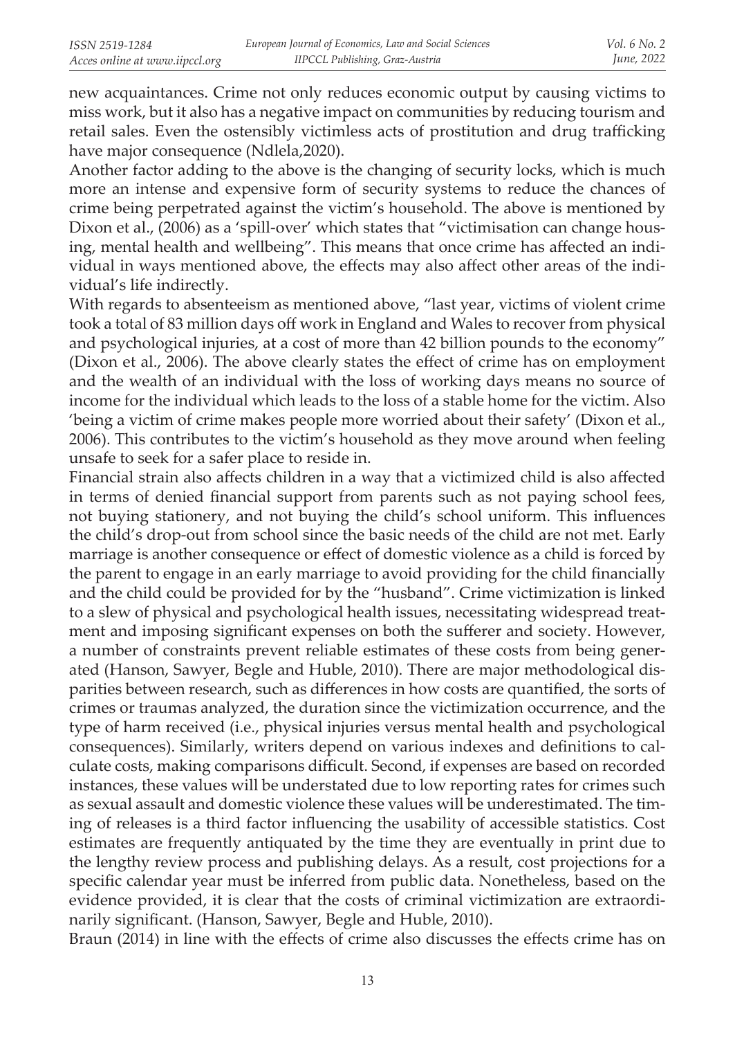new acquaintances. Crime not only reduces economic output by causing victims to miss work, but it also has a negative impact on communities by reducing tourism and retail sales. Even the ostensibly victimless acts of prostitution and drug trafficking have major consequence (Ndlela,2020).

Another factor adding to the above is the changing of security locks, which is much more an intense and expensive form of security systems to reduce the chances of crime being perpetrated against the victim's household. The above is mentioned by Dixon et al., (2006) as a 'spill-over' which states that "victimisation can change housing, mental health and wellbeing". This means that once crime has affected an individual in ways mentioned above, the effects may also affect other areas of the individual's life indirectly.

With regards to absenteeism as mentioned above, "last year, victims of violent crime took a total of 83 million days off work in England and Wales to recover from physical and psychological injuries, at a cost of more than 42 billion pounds to the economy" (Dixon et al., 2006). The above clearly states the effect of crime has on employment and the wealth of an individual with the loss of working days means no source of income for the individual which leads to the loss of a stable home for the victim. Also 'being a victim of crime makes people more worried about their safety' (Dixon et al., 2006). This contributes to the victim's household as they move around when feeling unsafe to seek for a safer place to reside in.

Financial strain also affects children in a way that a victimized child is also affected in terms of denied financial support from parents such as not paying school fees, not buying stationery, and not buying the child's school uniform. This influences the child's drop-out from school since the basic needs of the child are not met. Early marriage is another consequence or effect of domestic violence as a child is forced by the parent to engage in an early marriage to avoid providing for the child financially and the child could be provided for by the "husband". Crime victimization is linked to a slew of physical and psychological health issues, necessitating widespread treatment and imposing significant expenses on both the sufferer and society. However, a number of constraints prevent reliable estimates of these costs from being generated (Hanson, Sawyer, Begle and Huble, 2010). There are major methodological disparities between research, such as differences in how costs are quantified, the sorts of crimes or traumas analyzed, the duration since the victimization occurrence, and the type of harm received (i.e., physical injuries versus mental health and psychological consequences). Similarly, writers depend on various indexes and definitions to calculate costs, making comparisons difficult. Second, if expenses are based on recorded instances, these values will be understated due to low reporting rates for crimes such as sexual assault and domestic violence these values will be underestimated. The timing of releases is a third factor influencing the usability of accessible statistics. Cost estimates are frequently antiquated by the time they are eventually in print due to the lengthy review process and publishing delays. As a result, cost projections for a specific calendar year must be inferred from public data. Nonetheless, based on the evidence provided, it is clear that the costs of criminal victimization are extraordinarily significant. (Hanson, Sawyer, Begle and Huble, 2010).

Braun (2014) in line with the effects of crime also discusses the effects crime has on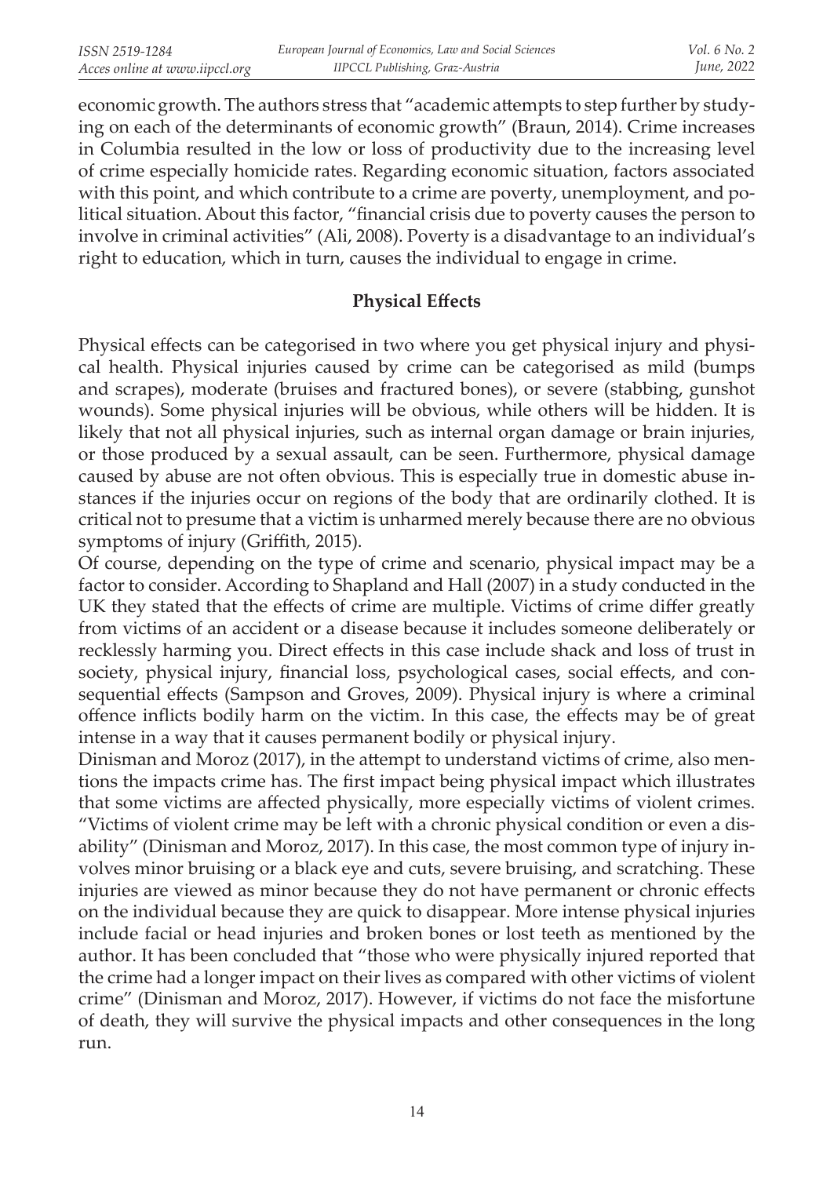economic growth. The authors stress that "academic attempts to step further by studying on each of the determinants of economic growth" (Braun, 2014). Crime increases in Columbia resulted in the low or loss of productivity due to the increasing level of crime especially homicide rates. Regarding economic situation, factors associated with this point, and which contribute to a crime are poverty, unemployment, and political situation. About this factor, "financial crisis due to poverty causes the person to involve in criminal activities" (Ali, 2008). Poverty is a disadvantage to an individual's right to education, which in turn, causes the individual to engage in crime.

**Physical Effects**

Physical effects can be categorised in two where you get physical injury and physical health. Physical injuries caused by crime can be categorised as mild (bumps and scrapes), moderate (bruises and fractured bones), or severe (stabbing, gunshot wounds). Some physical injuries will be obvious, while others will be hidden. It is likely that not all physical injuries, such as internal organ damage or brain injuries, or those produced by a sexual assault, can be seen. Furthermore, physical damage caused by abuse are not often obvious. This is especially true in domestic abuse instances if the injuries occur on regions of the body that are ordinarily clothed. It is critical not to presume that a victim is unharmed merely because there are no obvious symptoms of injury (Griffith, 2015).

Of course, depending on the type of crime and scenario, physical impact may be a factor to consider. According to Shapland and Hall (2007) in a study conducted in the UK they stated that the effects of crime are multiple. Victims of crime differ greatly from victims of an accident or a disease because it includes someone deliberately or recklessly harming you. Direct effects in this case include shack and loss of trust in society, physical injury, financial loss, psychological cases, social effects, and consequential effects (Sampson and Groves, 2009). Physical injury is where a criminal offence inflicts bodily harm on the victim. In this case, the effects may be of great intense in a way that it causes permanent bodily or physical injury.

Dinisman and Moroz (2017), in the attempt to understand victims of crime, also mentions the impacts crime has. The first impact being physical impact which illustrates that some victims are affected physically, more especially victims of violent crimes. "Victims of violent crime may be left with a chronic physical condition or even a disability" (Dinisman and Moroz, 2017). In this case, the most common type of injury involves minor bruising or a black eye and cuts, severe bruising, and scratching. These injuries are viewed as minor because they do not have permanent or chronic effects on the individual because they are quick to disappear. More intense physical injuries include facial or head injuries and broken bones or lost teeth as mentioned by the author. It has been concluded that "those who were physically injured reported that the crime had a longer impact on their lives as compared with other victims of violent crime" (Dinisman and Moroz, 2017). However, if victims do not face the misfortune of death, they will survive the physical impacts and other consequences in the long run.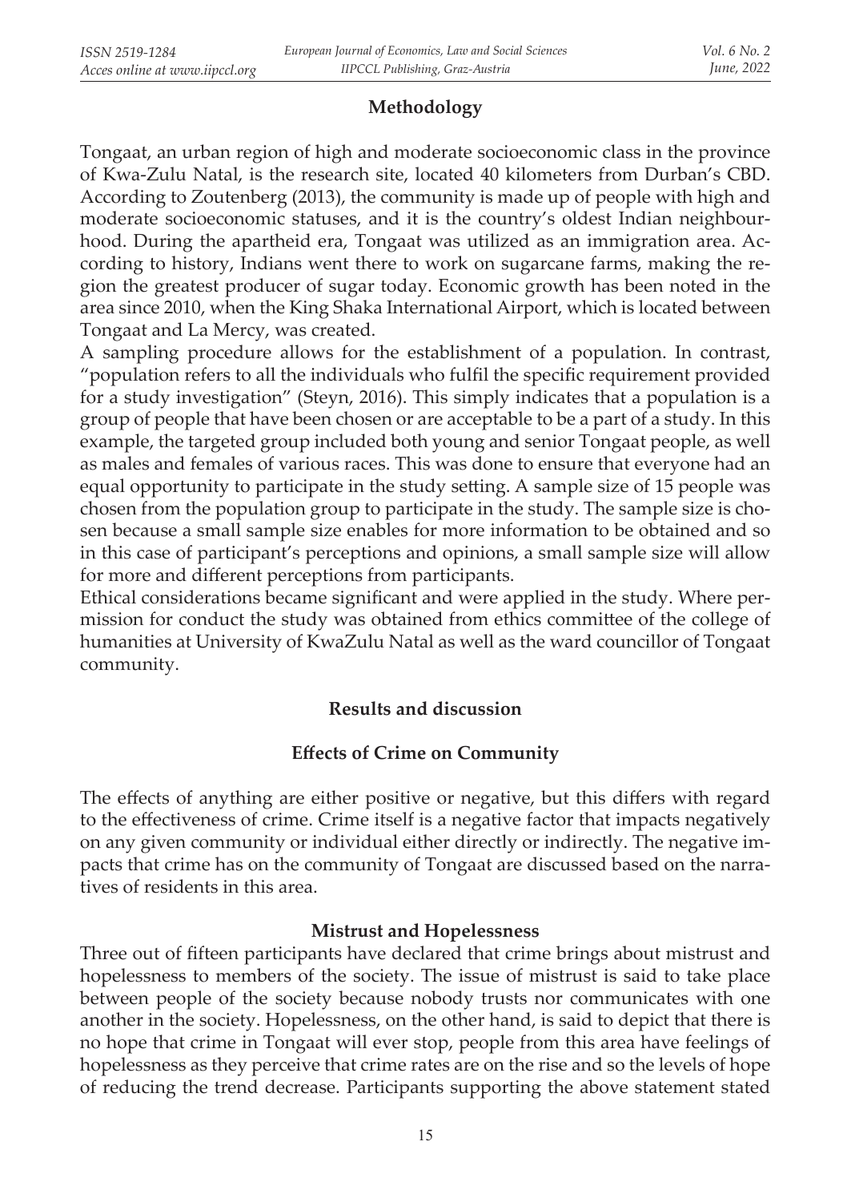## Methodology

Tongaat, an urban region of high and moderate socioeconomic class in the province of Kwa-Zulu Natal, is the research site, located 40 kilometers from Durban's CBD. According to Zoutenberg (2013), the community is made up of people with high and moderate socioeconomic statuses, and it is the country's oldest Indian neighbourhood. During the apartheid era, Tongaat was utilized as an immigration area. According to history, Indians went there to work on sugarcane farms, making the region the greatest producer of sugar today. Economic growth has been noted in the area since 2010, when the King Shaka International Airport, which is located between Tongaat and La Mercy, was created.

A sampling procedure allows for the establishment of a population. In contrast, "population refers to all the individuals who fulfil the specific requirement provided for a study investigation" (Steyn, 2016). This simply indicates that a population is a group of people that have been chosen or are acceptable to be a part of a study. In this example, the targeted group included both young and senior Tongaat people, as well as males and females of various races. This was done to ensure that everyone had an equal opportunity to participate in the study setting. A sample size of 15 people was chosen from the population group to participate in the study. The sample size is chosen because a small sample size enables for more information to be obtained and so in this case of participant's perceptions and opinions, a small sample size will allow for more and different perceptions from participants.

Ethical considerations became significant and were applied in the study. Where permission for conduct the study was obtained from ethics committee of the college of humanities at University of KwaZulu Natal as well as the ward councillor of Tongaat community.

## Results and discussion

### Effects of Crime on Community

The effects of anything are either positive or negative, but this differs with regard to the effectiveness of crime. Crime itself is a negative factor that impacts negatively on any given community or individual either directly or indirectly. The negative impacts that crime has on the community of Tongaat are discussed based on the narratives of residents in this area.

#### Mistrust and Hopelessness

Three out of fifteen participants have declared that crime brings about mistrust and hopelessness to members of the society. The issue of mistrust is said to take place between people of the society because nobody trusts nor communicates with one another in the society. Hopelessness, on the other hand, is said to depict that there is no hope that crime in Tongaat will ever stop, people from this area have feelings of hopelessness as they perceive that crime rates are on the rise and so the levels of hope of reducing the trend decrease. Participants supporting the above statement stated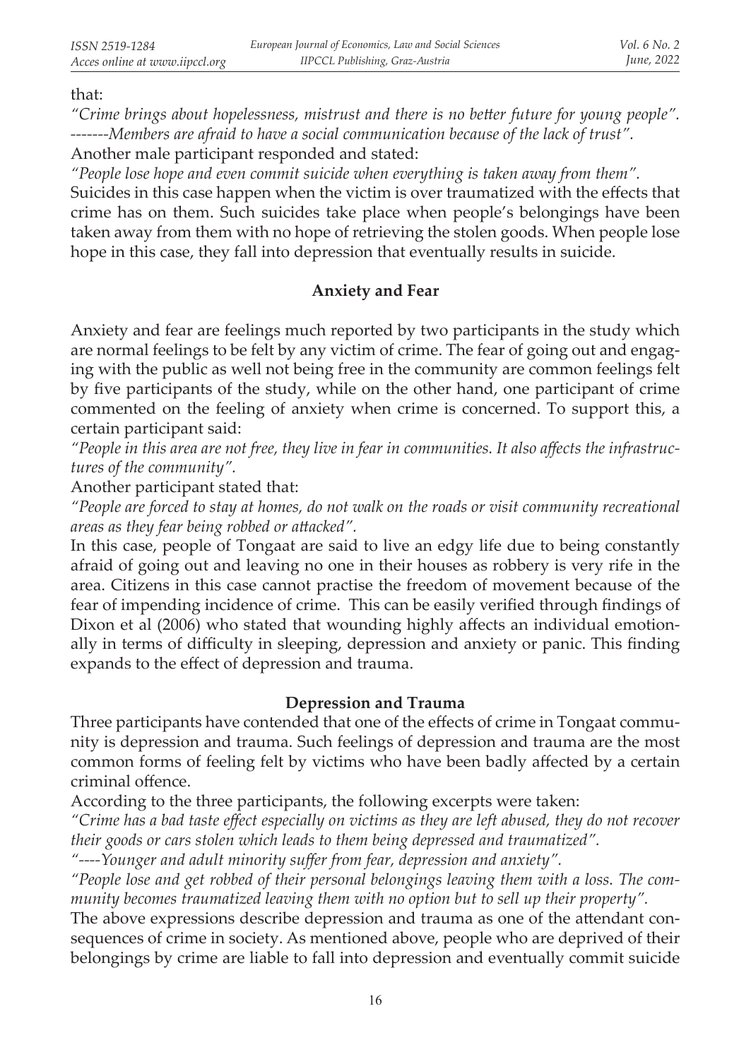that:

*"Crime brings about hopelessness, mistrust and there is no better future for young people". -------Members are afraid to have a social communication because of the lack of trust".*

Another male participant responded and stated:

*"People lose hope and even commit suicide when everything is taken away from them".*

Suicides in this case happen when the victim is over traumatized with the effects that crime has on them. Such suicides take place when people's belongings have been taken away from them with no hope of retrieving the stolen goods. When people lose hope in this case, they fall into depression that eventually results in suicide.

### Anxiety and Fear

Anxiety and fear are feelings much reported by two participants in the study which are normal feelings to be felt by any victim of crime. The fear of going out and engaging with the public as well not being free in the community are common feelings felt by five participants of the study, while on the other hand, one participant of crime commented on the feeling of anxiety when crime is concerned. To support this, a certain participant said:

*"People in this area are not free, they live in fear in communities. It also affects the infrastructures of the community".*

Another participant stated that:

*"People are forced to stay at homes, do not walk on the roads or visit community recreational areas as they fear being robbed or attacked".*

In this case, people of Tongaat are said to live an edgy life due to being constantly afraid of going out and leaving no one in their houses as robbery is very rife in the area. Citizens in this case cannot practise the freedom of movement because of the fear of impending incidence of crime. This can be easily verified through findings of Dixon et al (2006) who stated that wounding highly affects an individual emotionally in terms of difficulty in sleeping, depression and anxiety or panic. This finding expands to the effect of depression and trauma.

### Depression and Trauma

Three participants have contended that one of the effects of crime in Tongaat community is depression and trauma. Such feelings of depression and trauma are the most common forms of feeling felt by victims who have been badly affected by a certain criminal offence.

According to the three participants, the following excerpts were taken:

*"Crime has a bad taste effect especially on victims as they are left abused, they do not recover their goods or cars stolen which leads to them being depressed and traumatized".*

*"----Younger and adult minority suffer from fear, depression and anxiety".*

*"People lose and get robbed of their personal belongings leaving them with a loss. The community becomes traumatized leaving them with no option but to sell up their property".*

The above expressions describe depression and trauma as one of the attendant consequences of crime in society. As mentioned above, people who are deprived of their belongings by crime are liable to fall into depression and eventually commit suicide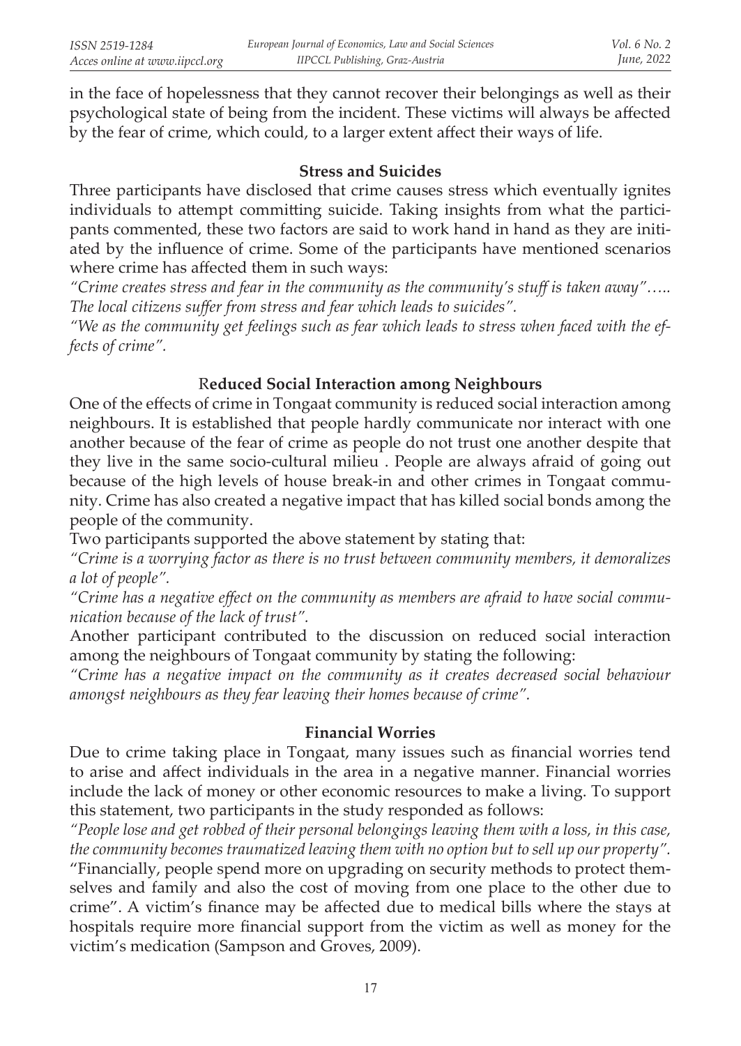in the face of hopelessness that they cannot recover their belongings as well as their psychological state of being from the incident. These victims will always be affected by the fear of crime, which could, to a larger extent affect their ways of life.

### Stress and Suicides

Three participants have disclosed that crime causes stress which eventually ignites individuals to attempt committing suicide. Taking insights from what the participants commented, these two factors are said to work hand in hand as they are initiated by the influence of crime. Some of the participants have mentioned scenarios where crime has affected them in such ways:

*"Crime creates stress and fear in the community as the community's stuff is taken away"….. The local citizens suffer from stress and fear which leads to suicides".*

*"We as the community get feelings such as fear which leads to stress when faced with the effects of crime".*

### Reduced Social Interaction among Neighbours

One of the effects of crime in Tongaat community is reduced social interaction among neighbours. It is established that people hardly communicate nor interact with one another because of the fear of crime as people do not trust one another despite that they live in the same socio-cultural milieu . People are always afraid of going out because of the high levels of house break-in and other crimes in Tongaat community. Crime has also created a negative impact that has killed social bonds among the people of the community.

Two participants supported the above statement by stating that:

*"Crime is a worrying factor as there is no trust between community members, it demoralizes a lot of people".*

*"Crime has a negative effect on the community as members are afraid to have social communication because of the lack of trust".*

Another participant contributed to the discussion on reduced social interaction among the neighbours of Tongaat community by stating the following:

*"Crime has a negative impact on the community as it creates decreased social behaviour amongst neighbours as they fear leaving their homes because of crime".*

### Financial Worries

Due to crime taking place in Tongaat, many issues such as financial worries tend to arise and affect individuals in the area in a negative manner. Financial worries include the lack of money or other economic resources to make a living. To support this statement, two participants in the study responded as follows:

*"People lose and get robbed of their personal belongings leaving them with a loss, in this case, the community becomes traumatized leaving them with no option but to sell up our property".*

"Financially, people spend more on upgrading on security methods to protect themselves and family and also the cost of moving from one place to the other due to crime". A victim's finance may be affected due to medical bills where the stays at hospitals require more financial support from the victim as well as money for the victim's medication (Sampson and Groves, 2009).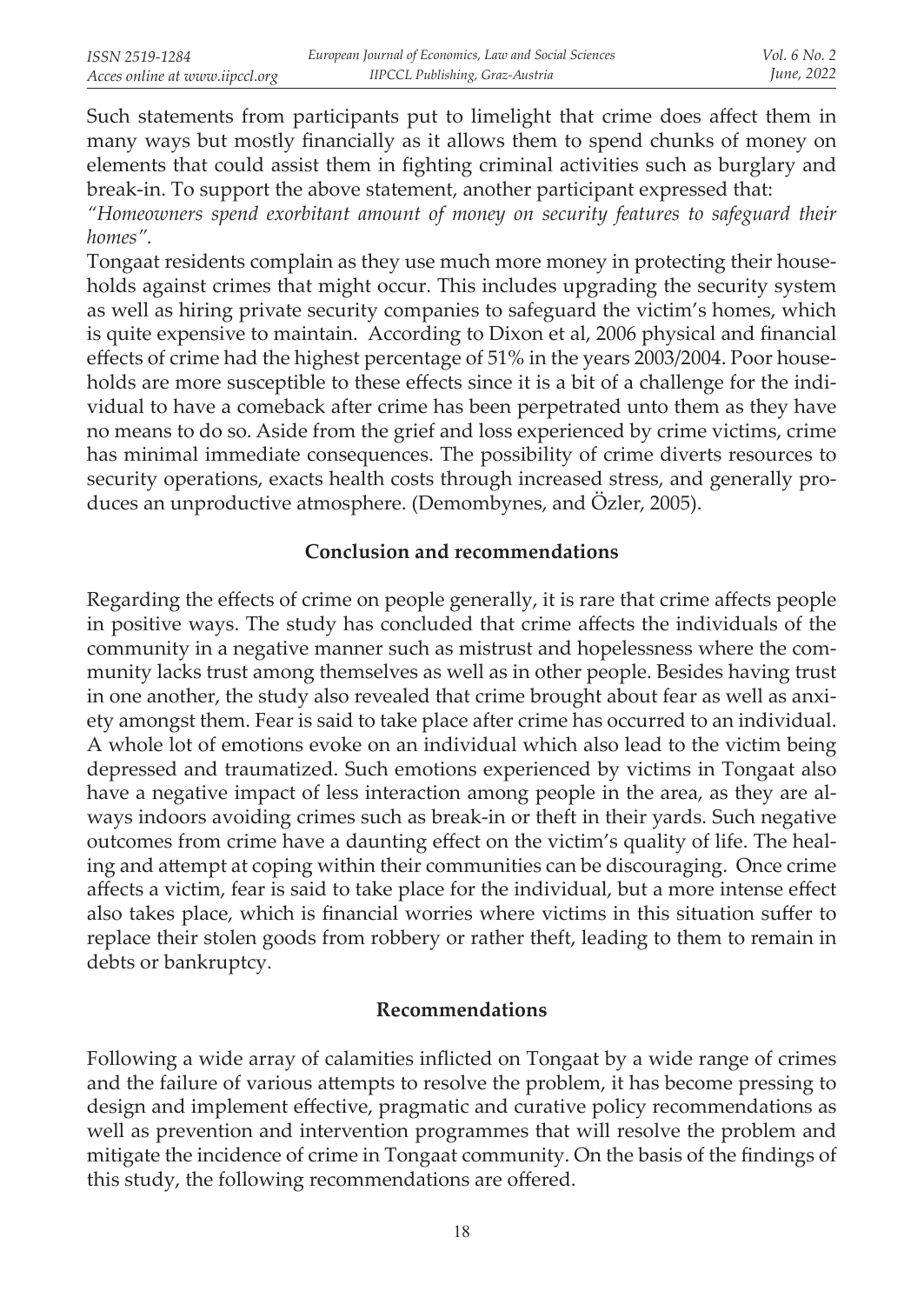Such statements from participants put to limelight that crime does affect them in many ways but mostly financially as it allows them to spend chunks of money on elements that could assist them in fighting criminal activities such as burglary and break-in. To support the above statement, another participant expressed that:

*"Homeowners spend exorbitant amount of money on security features to safeguard their homes".*

Tongaat residents complain as they use much more money in protecting their households against crimes that might occur. This includes upgrading the security system as well as hiring private security companies to safeguard the victim's homes, which is quite expensive to maintain. According to Dixon et al, 2006 physical and financial effects of crime had the highest percentage of 51% in the years 2003/2004. Poor households are more susceptible to these effects since it is a bit of a challenge for the individual to have a comeback after crime has been perpetrated unto them as they have no means to do so. Aside from the grief and loss experienced by crime victims, crime has minimal immediate consequences. The possibility of crime diverts resources to security operations, exacts health costs through increased stress, and generally produces an unproductive atmosphere. (Demombynes, and Özler, 2005).

## Conclusion and recommendations

Regarding the effects of crime on people generally, it is rare that crime affects people in positive ways. The study has concluded that crime affects the individuals of the community in a negative manner such as mistrust and hopelessness where the community lacks trust among themselves as well as in other people. Besides having trust in one another, the study also revealed that crime brought about fear as well as anxiety amongst them. Fear is said to take place after crime has occurred to an individual. A whole lot of emotions evoke on an individual which also lead to the victim being depressed and traumatized. Such emotions experienced by victims in Tongaat also have a negative impact of less interaction among people in the area, as they are always indoors avoiding crimes such as break-in or theft in their yards. Such negative outcomes from crime have a daunting effect on the victim's quality of life. The healing and attempt at coping within their communities can be discouraging. Once crime affects a victim, fear is said to take place for the individual, but a more intense effect also takes place, which is financial worries where victims in this situation suffer to replace their stolen goods from robbery or rather theft, leading to them to remain in debts or bankruptcy.

## Recommendations

Following a wide array of calamities inflicted on Tongaat by a wide range of crimes and the failure of various attempts to resolve the problem, it has become pressing to design and implement effective, pragmatic and curative policy recommendations as well as prevention and intervention programmes that will resolve the problem and mitigate the incidence of crime in Tongaat community. On the basis of the findings of this study, the following recommendations are offered.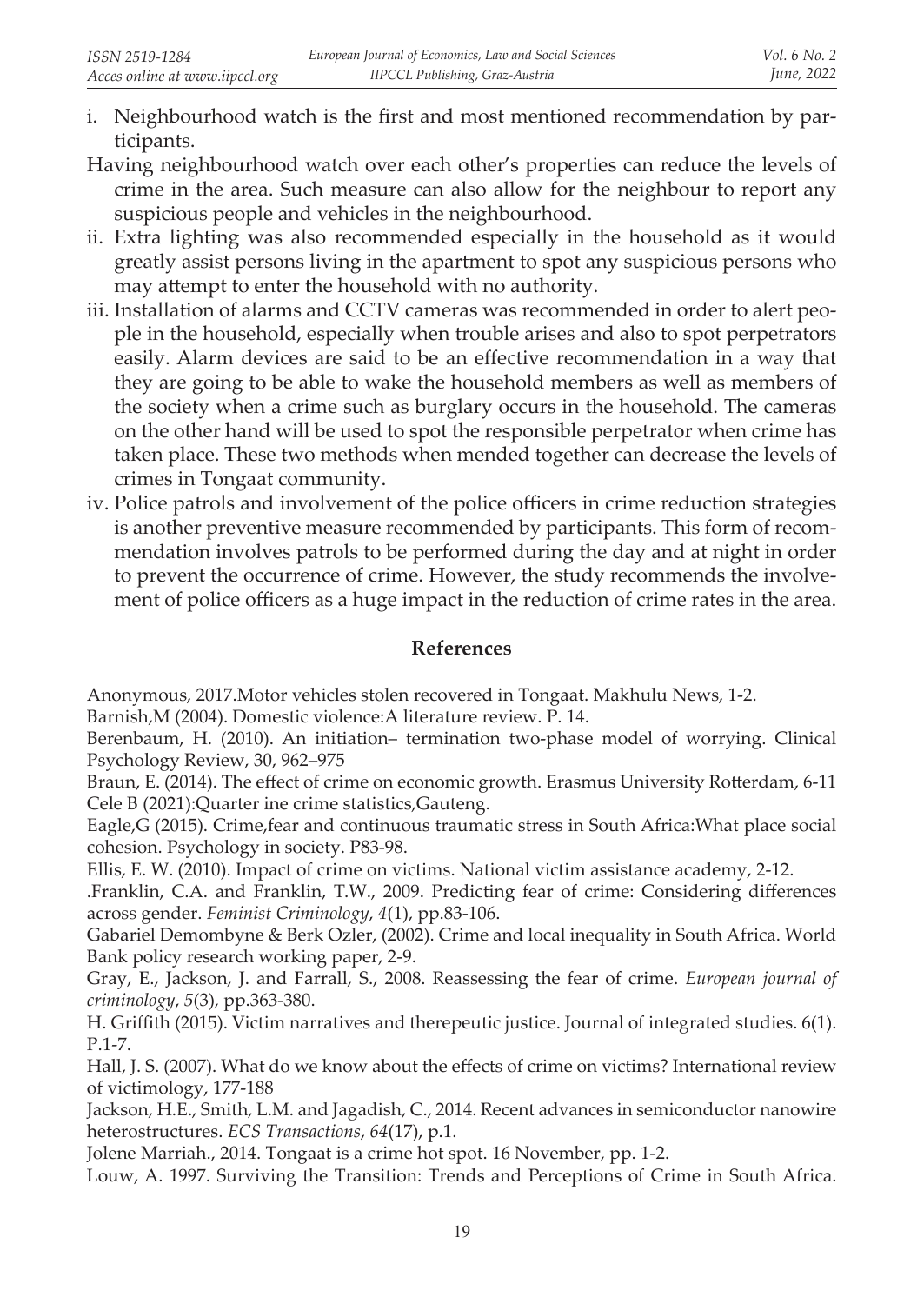i. Neighbourhood watch is the first and most mentioned recommendation by participants.

Having neighbourhood watch over each other's properties can reduce the levels of crime in the area. Such measure can also allow for the neighbour to report any suspicious people and vehicles in the neighbourhood.

ii. Extra lighting was also recommended especially in the household as it would greatly assist persons living in the apartment to spot any suspicious persons who may attempt to enter the household with no authority.

iii. Installation of alarms and CCTV cameras was recommended in order to alert people in the household, especially when trouble arises and also to spot perpetrators easily. Alarm devices are said to be an effective recommendation in a way that they are going to be able to wake the household members as well as members of the society when a crime such as burglary occurs in the household. The cameras on the other hand will be used to spot the responsible perpetrator when crime has taken place. These two methods when mended together can decrease the levels of crimes in Tongaat community.

iv. Police patrols and involvement of the police officers in crime reduction strategies is another preventive measure recommended by participants. This form of recommendation involves patrols to be performed during the day and at night in order to prevent the occurrence of crime. However, the study recommends the involvement of police officers as a huge impact in the reduction of crime rates in the area.

## References

Anonymous, 2017.Motor vehicles stolen recovered in Tongaat. Makhulu News, 1-2.

Barnish,M (2004). Domestic violence:A literature review. P. 14.

Berenbaum, H. (2010). An initiation– termination two-phase model of worrying. Clinical Psychology Review, 30, 962–975

Braun, E. (2014). The effect of crime on economic growth. Erasmus University Rotterdam, 6-11

Cele B (2021):Quarter ine crime statistics,Gauteng.

Eagle,G (2015). Crime,fear and continuous traumatic stress in South Africa:What place social cohesion. Psychology in society. P83-98.

Ellis, E. W. (2010). Impact of crime on victims. National victim assistance academy, 2-12.

.Franklin, C.A. and Franklin, T.W., 2009. Predicting fear of crime: Considering differences across gender. *Feminist Criminology*, *4*(1), pp.83-106.

Gabariel Demombyne & Berk Ozler, (2002). Crime and local inequality in South Africa. World Bank policy research working paper, 2-9.

Gray, E., Jackson, J. and Farrall, S., 2008. Reassessing the fear of crime. *European journal of criminology*, *5*(3), pp.363-380.

H. Griffith (2015). Victim narratives and therepeutic justice. Journal of integrated studies. 6(1). P.1-7.

Hall, J. S. (2007). What do we know about the effects of crime on victims? International review of victimology, 177-188

Jackson, H.E., Smith, L.M. and Jagadish, C., 2014. Recent advances in semiconductor nanowire heterostructures. *ECS Transactions*, *64*(17), p.1.

Jolene Marriah., 2014. Tongaat is a crime hot spot. 16 November, pp. 1-2.

Louw, A. 1997. Surviving the Transition: Trends and Perceptions of Crime in South Africa.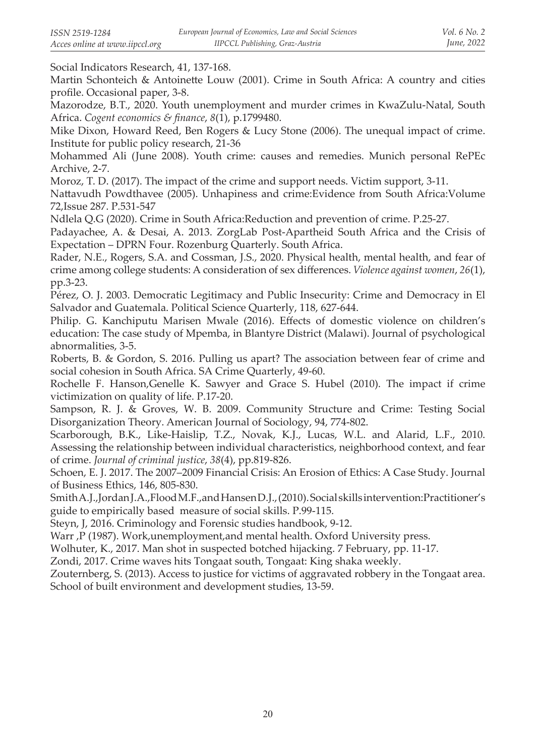Social Indicators Research, 41, 137-168.

Martin Schonteich & Antoinette Louw (2001). Crime in South Africa: A country and cities profile. Occasional paper, 3-8.

Mazorodze, B.T., 2020. Youth unemployment and murder crimes in KwaZulu-Natal, South Africa. *Cogent economics & finance*, *8*(1), p.1799480.

Mike Dixon, Howard Reed, Ben Rogers & Lucy Stone (2006). The unequal impact of crime. Institute for public policy research, 21-36

Mohammed Ali (June 2008). Youth crime: causes and remedies. Munich personal RePEc Archive, 2-7.

Moroz, T. D. (2017). The impact of the crime and support needs. Victim support, 3-11.

Nattavudh Powdthavee (2005). Unhapiness and crime:Evidence from South Africa:Volume 72,Issue 287. P.531-547

Ndlela Q.G (2020). Crime in South Africa:Reduction and prevention of crime. P.25-27.

Padayachee, A. & Desai, A. 2013. ZorgLab Post-Apartheid South Africa and the Crisis of Expectation – DPRN Four. Rozenburg Quarterly. South Africa.

Rader, N.E., Rogers, S.A. and Cossman, J.S., 2020. Physical health, mental health, and fear of crime among college students: A consideration of sex differences. *Violence against women*, *26*(1), pp.3-23.

Pérez, O. J. 2003. Democratic Legitimacy and Public Insecurity: Crime and Democracy in El Salvador and Guatemala. Political Science Quarterly, 118, 627-644.

Philip. G. Kanchiputu Marisen Mwale (2016). Effects of domestic violence on children's education: The case study of Mpemba, in Blantyre District (Malawi). Journal of psychological abnormalities, 3-5.

Roberts, B. & Gordon, S. 2016. Pulling us apart? The association between fear of crime and social cohesion in South Africa. SA Crime Quarterly, 49-60.

Rochelle F. Hanson,Genelle K. Sawyer and Grace S. Hubel (2010). The impact if crime victimization on quality of life. P.17-20.

Sampson, R. J. & Groves, W. B. 2009. Community Structure and Crime: Testing Social Disorganization Theory. American Journal of Sociology, 94, 774-802.

Scarborough, B.K., Like-Haislip, T.Z., Novak, K.J., Lucas, W.L. and Alarid, L.F., 2010. Assessing the relationship between individual characteristics, neighborhood context, and fear of crime. *Journal of criminal justice*, *38*(4), pp.819-826.

Schoen, E. J. 2017. The 2007–2009 Financial Crisis: An Erosion of Ethics: A Case Study. Journal of Business Ethics, 146, 805-830.

Smith A.J., Jordan J.A., Flood M.F., and Hansen D.J., (2010). Social skills intervention: Practitioner's guide to empirically based measure of social skills. P.99-115.

Steyn, J, 2016. Criminology and Forensic studies handbook, 9-12.

Warr ,P (1987). Work,unemployment,and mental health. Oxford University press.

Wolhuter, K., 2017. Man shot in suspected botched hijacking. 7 February, pp. 11-17.

Zondi, 2017. Crime waves hits Tongaat south, Tongaat: King shaka weekly.

Zouternberg, S. (2013). Access to justice for victims of aggravated robbery in the Tongaat area. School of built environment and development studies, 13-59.